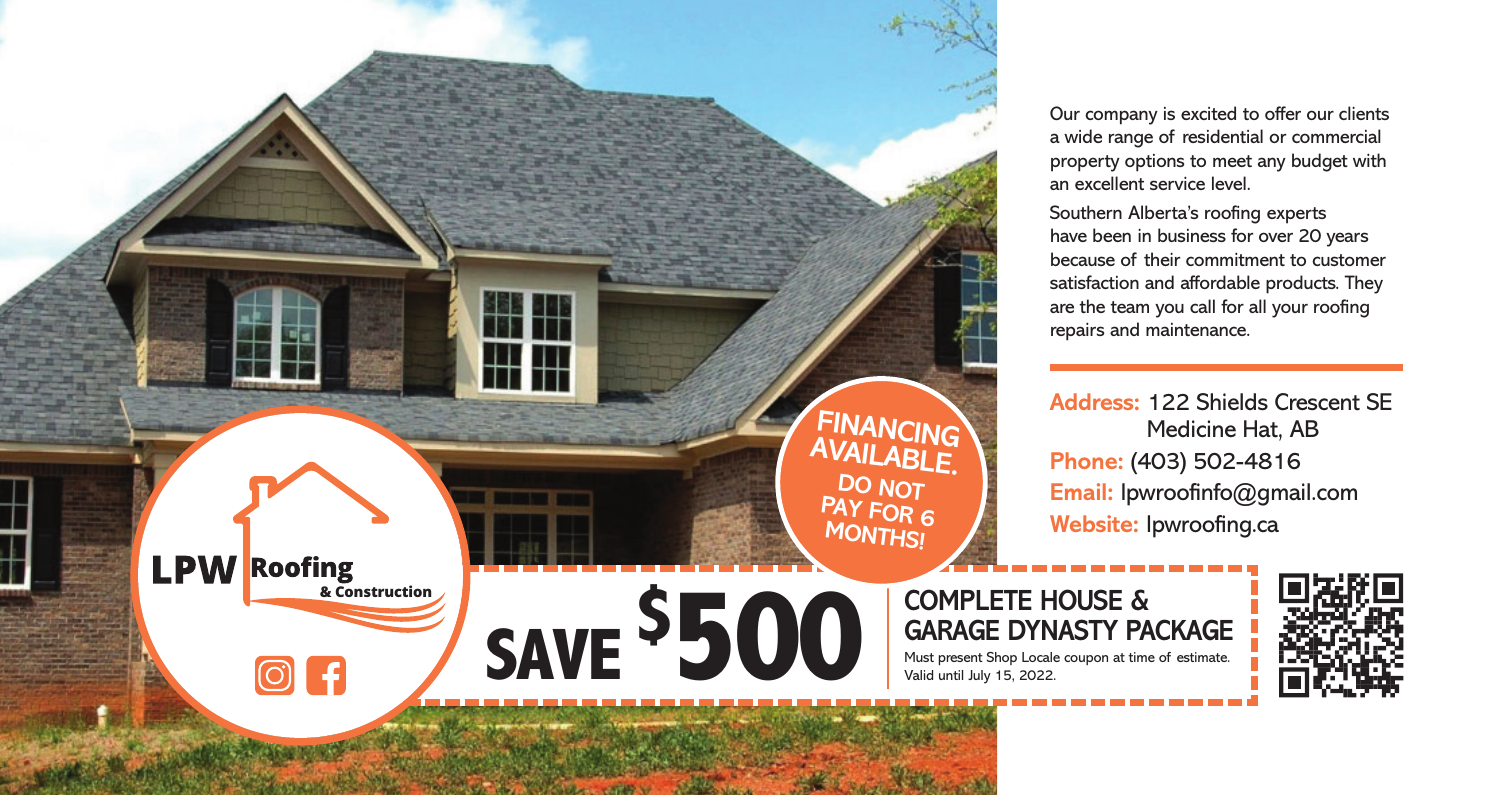# LPW Roofing & Construction

Our company is excited to offer our clients a wide range of residential or commercial property options to meet any budget with an excellent service level.

Southern Alberta's roofing experts have been in business for over 20 years because of their commitment to customer satisfaction and affordable products. They are the team you call for all your roofing repairs and maintenance.

**Address:** 122 Shields Crescent SE Medicine Hat, AB
**Phone:** (403) 502-4816
**Email:** lpwroofinfo@gmail.com
**Website:** lpwroofing.ca

**FINANCING AVAILABLE. DO NOT PAY FOR 6 MONTHS!**

## SAVE $500

### COMPLETE HOUSE & GARAGE DYNASTY PACKAGE

Must present Shop Locale coupon at time of estimate. Valid until July 15, 2022.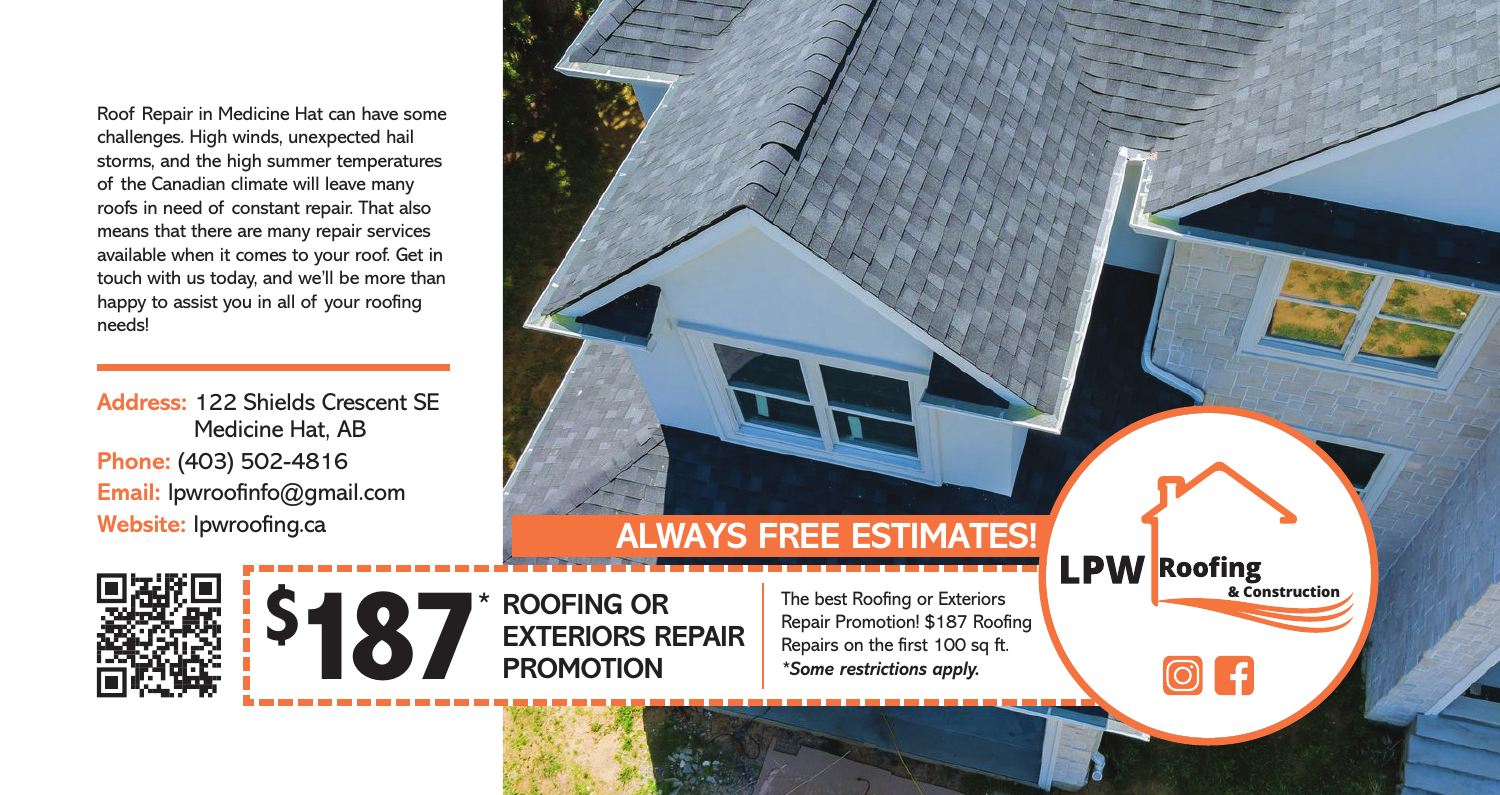Roof Repair in Medicine Hat can have some challenges. High winds, unexpected hail storms, and the high summer temperatures of the Canadian climate will leave many roofs in need of constant repair. That also means that there are many repair services available when it comes to your roof. Get in touch with us today, and we'll be more than happy to assist you in all of your roofing needs!

**Address:** 122 Shields Crescent SE
Medicine Hat, AB
**Phone:** (403) 502-4816
**Email:** lpwroofinfo@gmail.com
**Website:** lpwroofing.ca

## ALWAYS FREE ESTIMATES!

# $187*

## ROOFING OR EXTERIORS REPAIR PROMOTION

The best Roofing or Exteriors Repair Promotion! $187 Roofing Repairs on the first 100 sq ft.
***Some restrictions apply.***

**LPW Roofing & Construction**